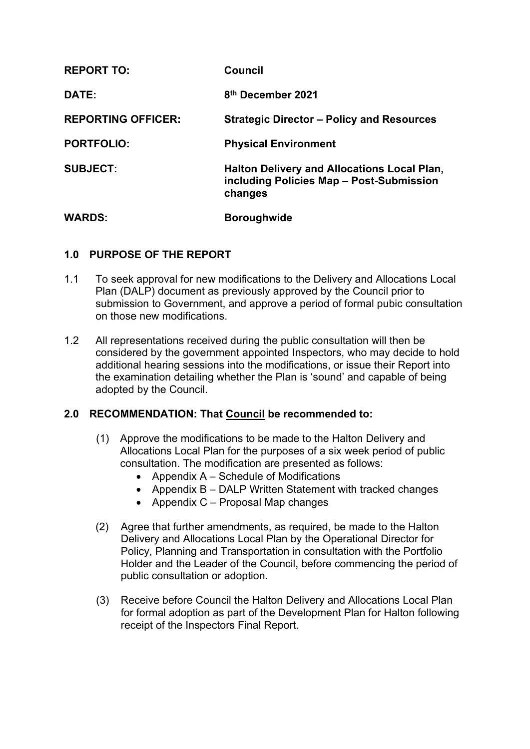| | |
|---|---|
| **REPORT TO:** | **Council** |
| **DATE:** | **8th December 2021** |
| **REPORTING OFFICER:** | **Strategic Director – Policy and Resources** |
| **PORTFOLIO:** | **Physical Environment** |
| **SUBJECT:** | **Halton Delivery and Allocations Local Plan, including Policies Map – Post-Submission changes** |
| **WARDS:** | **Boroughwide** |

## 1.0 PURPOSE OF THE REPORT

1.1 To seek approval for new modifications to the Delivery and Allocations Local Plan (DALP) document as previously approved by the Council prior to submission to Government, and approve a period of formal pubic consultation on those new modifications.

1.2 All representations received during the public consultation will then be considered by the government appointed Inspectors, who may decide to hold additional hearing sessions into the modifications, or issue their Report into the examination detailing whether the Plan is 'sound' and capable of being adopted by the Council.

## 2.0 RECOMMENDATION: That Council be recommended to:

(1) Approve the modifications to be made to the Halton Delivery and Allocations Local Plan for the purposes of a six week period of public consultation. The modification are presented as follows:
- Appendix A – Schedule of Modifications
- Appendix B – DALP Written Statement with tracked changes
- Appendix C – Proposal Map changes

(2) Agree that further amendments, as required, be made to the Halton Delivery and Allocations Local Plan by the Operational Director for Policy, Planning and Transportation in consultation with the Portfolio Holder and the Leader of the Council, before commencing the period of public consultation or adoption.

(3) Receive before Council the Halton Delivery and Allocations Local Plan for formal adoption as part of the Development Plan for Halton following receipt of the Inspectors Final Report.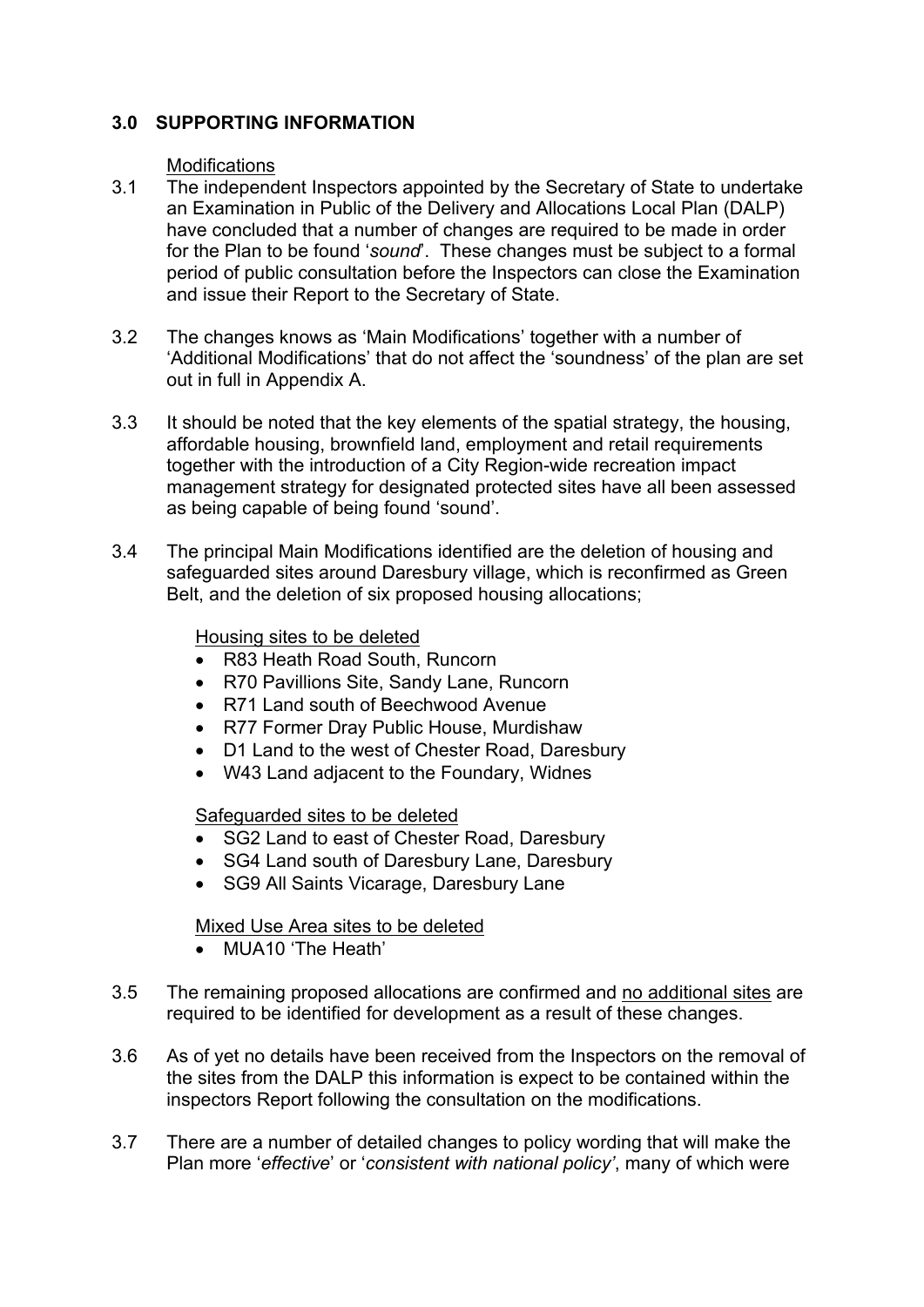## 3.0 SUPPORTING INFORMATION

Modifications

3.1 The independent Inspectors appointed by the Secretary of State to undertake an Examination in Public of the Delivery and Allocations Local Plan (DALP) have concluded that a number of changes are required to be made in order for the Plan to be found '*sound*'. These changes must be subject to a formal period of public consultation before the Inspectors can close the Examination and issue their Report to the Secretary of State.

3.2 The changes knows as 'Main Modifications' together with a number of 'Additional Modifications' that do not affect the 'soundness' of the plan are set out in full in Appendix A.

3.3 It should be noted that the key elements of the spatial strategy, the housing, affordable housing, brownfield land, employment and retail requirements together with the introduction of a City Region-wide recreation impact management strategy for designated protected sites have all been assessed as being capable of being found 'sound'.

3.4 The principal Main Modifications identified are the deletion of housing and safeguarded sites around Daresbury village, which is reconfirmed as Green Belt, and the deletion of six proposed housing allocations;

Housing sites to be deleted

- R83 Heath Road South, Runcorn
- R70 Pavillions Site, Sandy Lane, Runcorn
- R71 Land south of Beechwood Avenue
- R77 Former Dray Public House, Murdishaw
- D1 Land to the west of Chester Road, Daresbury
- W43 Land adjacent to the Foundary, Widnes

Safeguarded sites to be deleted

- SG2 Land to east of Chester Road, Daresbury
- SG4 Land south of Daresbury Lane, Daresbury
- SG9 All Saints Vicarage, Daresbury Lane

Mixed Use Area sites to be deleted

- MUA10 'The Heath'

3.5 The remaining proposed allocations are confirmed and no additional sites are required to be identified for development as a result of these changes.

3.6 As of yet no details have been received from the Inspectors on the removal of the sites from the DALP this information is expect to be contained within the inspectors Report following the consultation on the modifications.

3.7 There are a number of detailed changes to policy wording that will make the Plan more '*effective*' or '*consistent with national policy'*, many of which were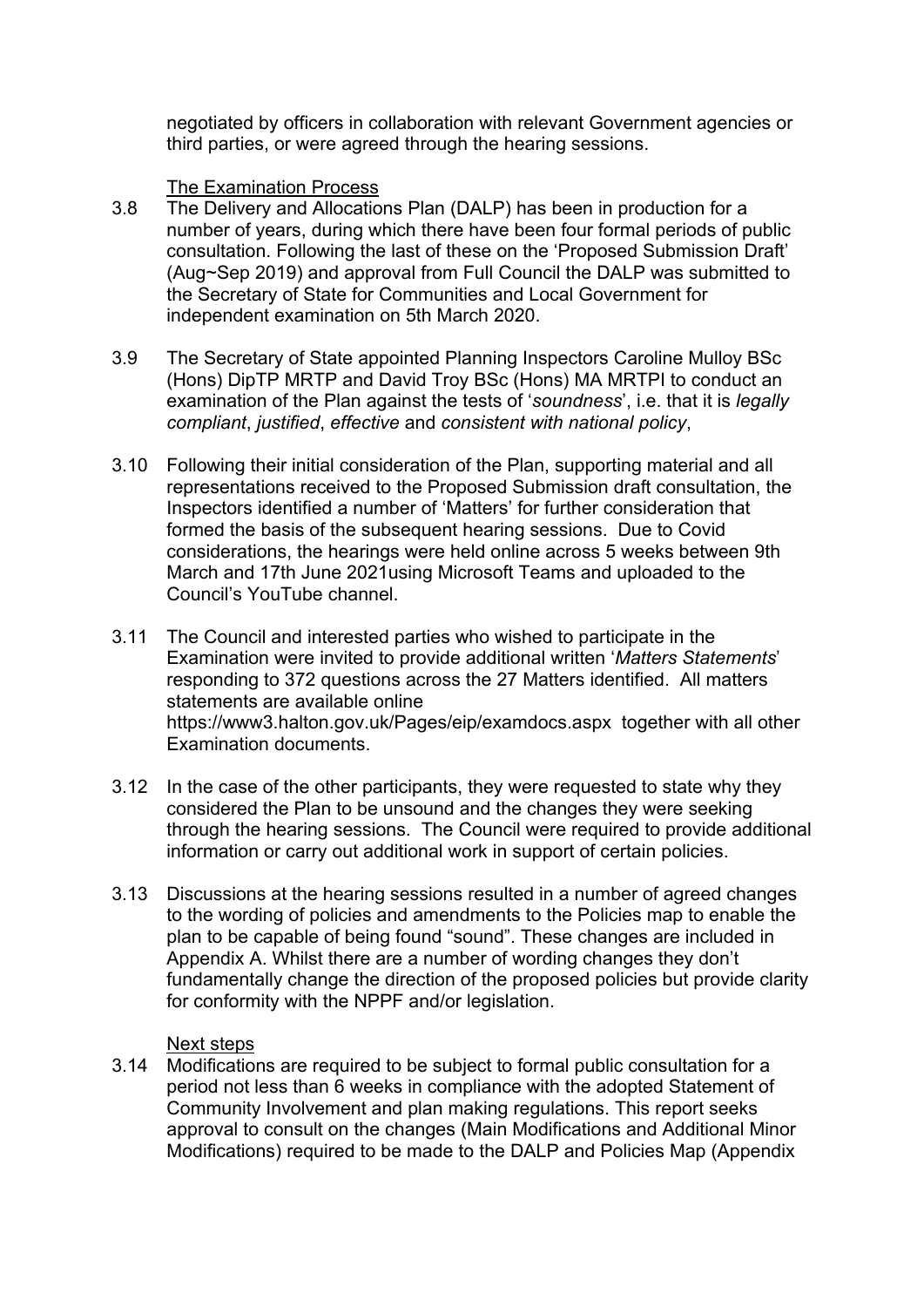negotiated by officers in collaboration with relevant Government agencies or third parties, or were agreed through the hearing sessions.

The Examination Process

3.8 The Delivery and Allocations Plan (DALP) has been in production for a number of years, during which there have been four formal periods of public consultation. Following the last of these on the 'Proposed Submission Draft' (Aug~Sep 2019) and approval from Full Council the DALP was submitted to the Secretary of State for Communities and Local Government for independent examination on 5th March 2020.

3.9 The Secretary of State appointed Planning Inspectors Caroline Mulloy BSc (Hons) DipTP MRTP and David Troy BSc (Hons) MA MRTPI to conduct an examination of the Plan against the tests of '*soundness*', i.e. that it is *legally compliant*, *justified*, *effective* and *consistent with national policy*,

3.10 Following their initial consideration of the Plan, supporting material and all representations received to the Proposed Submission draft consultation, the Inspectors identified a number of 'Matters' for further consideration that formed the basis of the subsequent hearing sessions. Due to Covid considerations, the hearings were held online across 5 weeks between 9th March and 17th June 2021using Microsoft Teams and uploaded to the Council's YouTube channel.

3.11 The Council and interested parties who wished to participate in the Examination were invited to provide additional written '*Matters Statements*' responding to 372 questions across the 27 Matters identified. All matters statements are available online https://www3.halton.gov.uk/Pages/eip/examdocs.aspx together with all other Examination documents.

3.12 In the case of the other participants, they were requested to state why they considered the Plan to be unsound and the changes they were seeking through the hearing sessions. The Council were required to provide additional information or carry out additional work in support of certain policies.

3.13 Discussions at the hearing sessions resulted in a number of agreed changes to the wording of policies and amendments to the Policies map to enable the plan to be capable of being found "sound". These changes are included in Appendix A. Whilst there are a number of wording changes they don't fundamentally change the direction of the proposed policies but provide clarity for conformity with the NPPF and/or legislation.

Next steps

3.14 Modifications are required to be subject to formal public consultation for a period not less than 6 weeks in compliance with the adopted Statement of Community Involvement and plan making regulations. This report seeks approval to consult on the changes (Main Modifications and Additional Minor Modifications) required to be made to the DALP and Policies Map (Appendix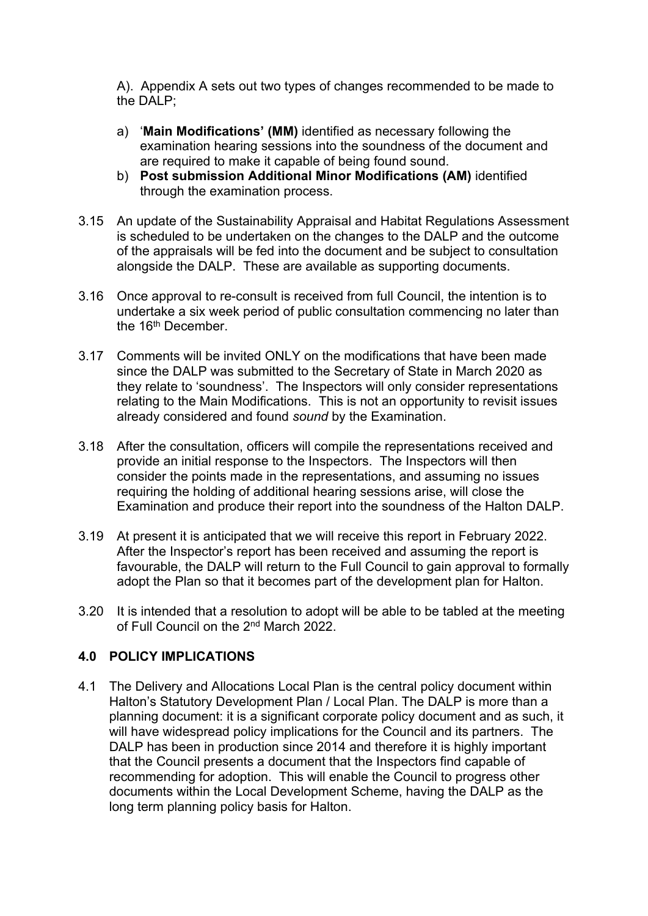A). Appendix A sets out two types of changes recommended to be made to the DALP;

a) '**Main Modifications' (MM)** identified as necessary following the examination hearing sessions into the soundness of the document and are required to make it capable of being found sound.
b) **Post submission Additional Minor Modifications (AM)** identified through the examination process.

3.15 An update of the Sustainability Appraisal and Habitat Regulations Assessment is scheduled to be undertaken on the changes to the DALP and the outcome of the appraisals will be fed into the document and be subject to consultation alongside the DALP. These are available as supporting documents.

3.16 Once approval to re-consult is received from full Council, the intention is to undertake a six week period of public consultation commencing no later than the 16th December.

3.17 Comments will be invited ONLY on the modifications that have been made since the DALP was submitted to the Secretary of State in March 2020 as they relate to 'soundness'. The Inspectors will only consider representations relating to the Main Modifications. This is not an opportunity to revisit issues already considered and found *sound* by the Examination.

3.18 After the consultation, officers will compile the representations received and provide an initial response to the Inspectors. The Inspectors will then consider the points made in the representations, and assuming no issues requiring the holding of additional hearing sessions arise, will close the Examination and produce their report into the soundness of the Halton DALP.

3.19 At present it is anticipated that we will receive this report in February 2022. After the Inspector's report has been received and assuming the report is favourable, the DALP will return to the Full Council to gain approval to formally adopt the Plan so that it becomes part of the development plan for Halton.

3.20 It is intended that a resolution to adopt will be able to be tabled at the meeting of Full Council on the 2nd March 2022.

## 4.0 POLICY IMPLICATIONS

4.1 The Delivery and Allocations Local Plan is the central policy document within Halton's Statutory Development Plan / Local Plan. The DALP is more than a planning document: it is a significant corporate policy document and as such, it will have widespread policy implications for the Council and its partners. The DALP has been in production since 2014 and therefore it is highly important that the Council presents a document that the Inspectors find capable of recommending for adoption. This will enable the Council to progress other documents within the Local Development Scheme, having the DALP as the long term planning policy basis for Halton.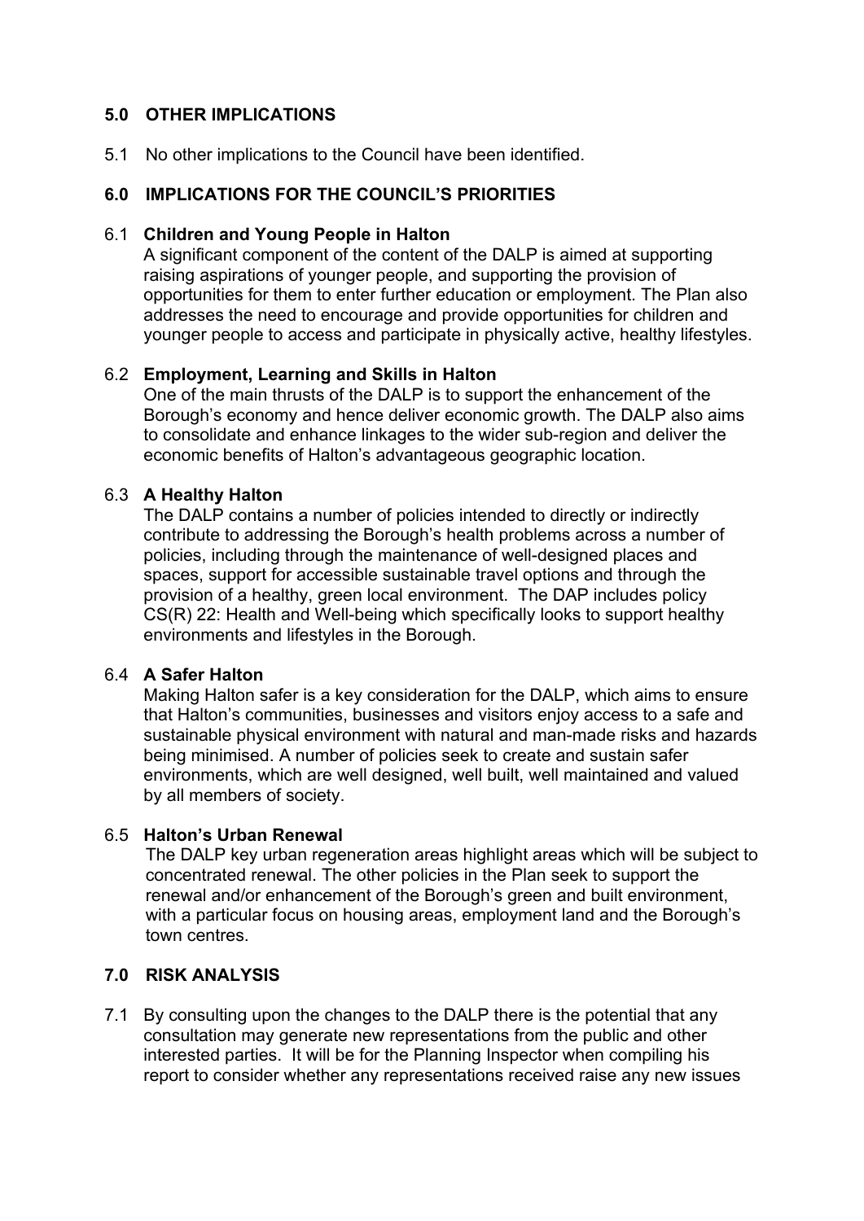## 5.0 OTHER IMPLICATIONS

5.1 No other implications to the Council have been identified.

## 6.0 IMPLICATIONS FOR THE COUNCIL'S PRIORITIES

6.1 **Children and Young People in Halton**

A significant component of the content of the DALP is aimed at supporting raising aspirations of younger people, and supporting the provision of opportunities for them to enter further education or employment. The Plan also addresses the need to encourage and provide opportunities for children and younger people to access and participate in physically active, healthy lifestyles.

6.2 **Employment, Learning and Skills in Halton**

One of the main thrusts of the DALP is to support the enhancement of the Borough's economy and hence deliver economic growth. The DALP also aims to consolidate and enhance linkages to the wider sub-region and deliver the economic benefits of Halton's advantageous geographic location.

6.3 **A Healthy Halton**

The DALP contains a number of policies intended to directly or indirectly contribute to addressing the Borough's health problems across a number of policies, including through the maintenance of well-designed places and spaces, support for accessible sustainable travel options and through the provision of a healthy, green local environment. The DAP includes policy CS(R) 22: Health and Well-being which specifically looks to support healthy environments and lifestyles in the Borough.

6.4 **A Safer Halton**

Making Halton safer is a key consideration for the DALP, which aims to ensure that Halton's communities, businesses and visitors enjoy access to a safe and sustainable physical environment with natural and man-made risks and hazards being minimised. A number of policies seek to create and sustain safer environments, which are well designed, well built, well maintained and valued by all members of society.

6.5 **Halton's Urban Renewal**

The DALP key urban regeneration areas highlight areas which will be subject to concentrated renewal. The other policies in the Plan seek to support the renewal and/or enhancement of the Borough's green and built environment, with a particular focus on housing areas, employment land and the Borough's town centres.

## 7.0 RISK ANALYSIS

7.1 By consulting upon the changes to the DALP there is the potential that any consultation may generate new representations from the public and other interested parties. It will be for the Planning Inspector when compiling his report to consider whether any representations received raise any new issues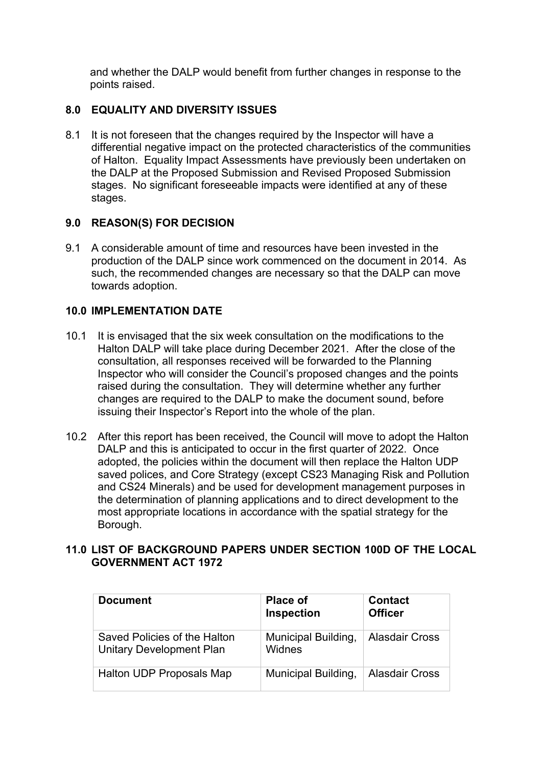and whether the DALP would benefit from further changes in response to the points raised.

## 8.0 EQUALITY AND DIVERSITY ISSUES

8.1 It is not foreseen that the changes required by the Inspector will have a differential negative impact on the protected characteristics of the communities of Halton. Equality Impact Assessments have previously been undertaken on the DALP at the Proposed Submission and Revised Proposed Submission stages. No significant foreseeable impacts were identified at any of these stages.

## 9.0 REASON(S) FOR DECISION

9.1 A considerable amount of time and resources have been invested in the production of the DALP since work commenced on the document in 2014. As such, the recommended changes are necessary so that the DALP can move towards adoption.

## 10.0 IMPLEMENTATION DATE

10.1 It is envisaged that the six week consultation on the modifications to the Halton DALP will take place during December 2021. After the close of the consultation, all responses received will be forwarded to the Planning Inspector who will consider the Council's proposed changes and the points raised during the consultation. They will determine whether any further changes are required to the DALP to make the document sound, before issuing their Inspector's Report into the whole of the plan.

10.2 After this report has been received, the Council will move to adopt the Halton DALP and this is anticipated to occur in the first quarter of 2022. Once adopted, the policies within the document will then replace the Halton UDP saved polices, and Core Strategy (except CS23 Managing Risk and Pollution and CS24 Minerals) and be used for development management purposes in the determination of planning applications and to direct development to the most appropriate locations in accordance with the spatial strategy for the Borough.

## 11.0 LIST OF BACKGROUND PAPERS UNDER SECTION 100D OF THE LOCAL GOVERNMENT ACT 1972

| Document | Place of Inspection | Contact Officer |
|---|---|---|
| Saved Policies of the Halton Unitary Development Plan | Municipal Building, Widnes | Alasdair Cross |
| Halton UDP Proposals Map | Municipal Building, | Alasdair Cross |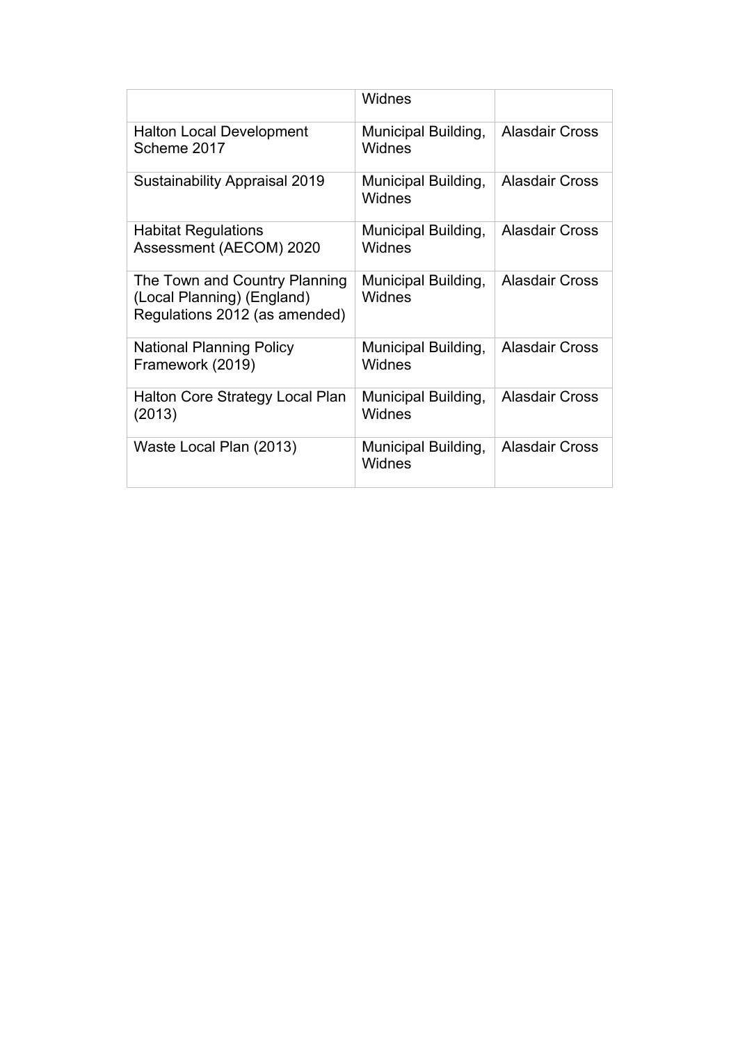| | | |
|---|---|---|
| | Widnes | |
| Halton Local Development Scheme 2017 | Municipal Building, Widnes | Alasdair Cross |
| Sustainability Appraisal 2019 | Municipal Building, Widnes | Alasdair Cross |
| Habitat Regulations Assessment (AECOM) 2020 | Municipal Building, Widnes | Alasdair Cross |
| The Town and Country Planning (Local Planning) (England) Regulations 2012 (as amended) | Municipal Building, Widnes | Alasdair Cross |
| National Planning Policy Framework (2019) | Municipal Building, Widnes | Alasdair Cross |
| Halton Core Strategy Local Plan (2013) | Municipal Building, Widnes | Alasdair Cross |
| Waste Local Plan (2013) | Municipal Building, Widnes | Alasdair Cross |